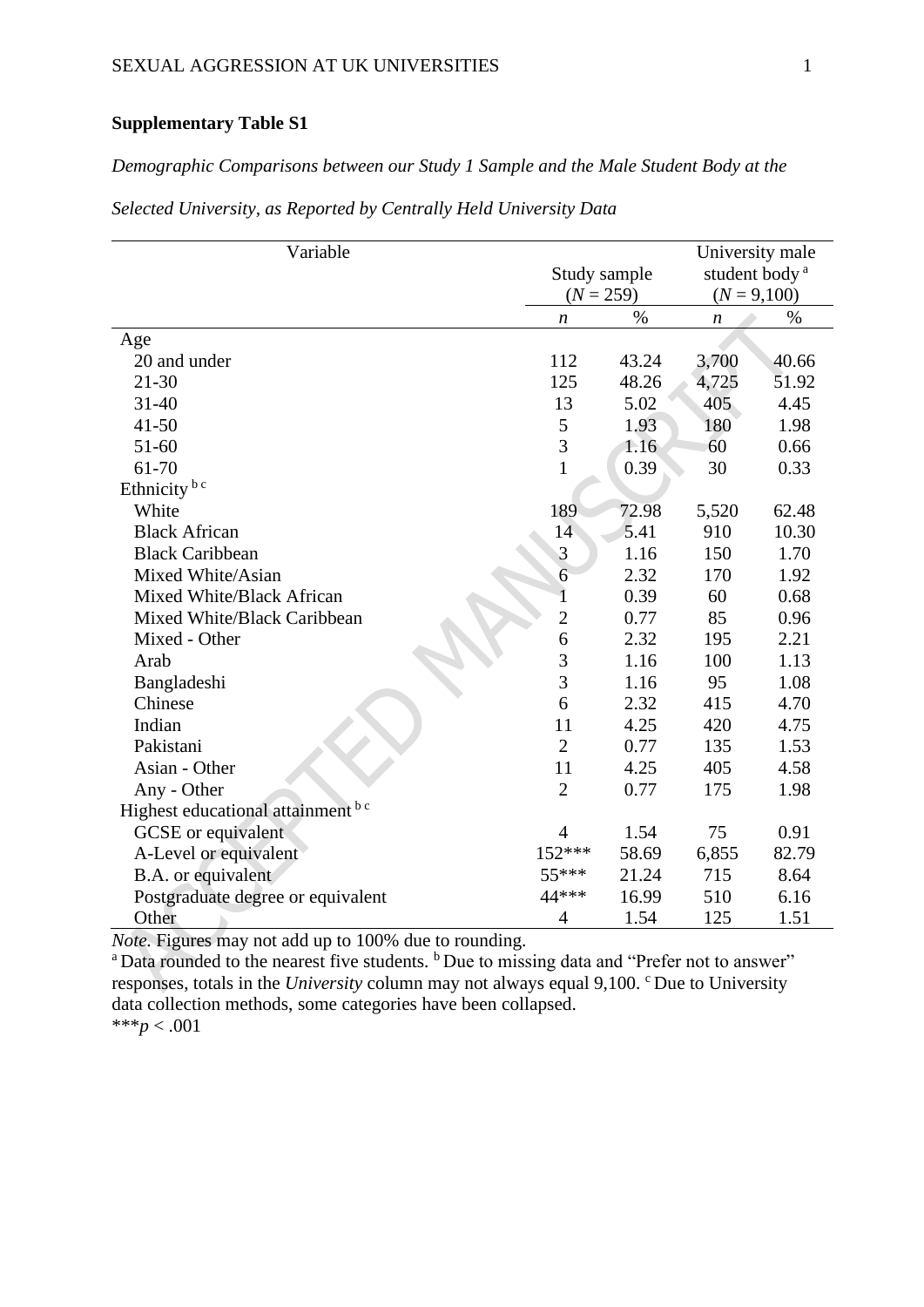**Supplementary Table S1**

*Demographic Comparisons between our Study 1 Sample and the Male Student Body at the Selected University, as Reported by Centrally Held University Data*

| Variable | Study sample ($N$ = 259) | | University male student body[a] ($N$ = 9,100) | |
|---|---|---|---|---|
| | *n* | % | *n* | % |
| Age | | | | |
| 20 and under | 112 | 43.24 | 3,700 | 40.66 |
| 21-30 | 125 | 48.26 | 4,725 | 51.92 |
| 31-40 | 13 | 5.02 | 405 | 4.45 |
| 41-50 | 5 | 1.93 | 180 | 1.98 |
| 51-60 | 3 | 1.16 | 60 | 0.66 |
| 61-70 | 1 | 0.39 | 30 | 0.33 |
| Ethnicity[b c] | | | | |
| White | 189 | 72.98 | 5,520 | 62.48 |
| Black African | 14 | 5.41 | 910 | 10.30 |
| Black Caribbean | 3 | 1.16 | 150 | 1.70 |
| Mixed White/Asian | 6 | 2.32 | 170 | 1.92 |
| Mixed White/Black African | 1 | 0.39 | 60 | 0.68 |
| Mixed White/Black Caribbean | 2 | 0.77 | 85 | 0.96 |
| Mixed - Other | 6 | 2.32 | 195 | 2.21 |
| Arab | 3 | 1.16 | 100 | 1.13 |
| Bangladeshi | 3 | 1.16 | 95 | 1.08 |
| Chinese | 6 | 2.32 | 415 | 4.70 |
| Indian | 11 | 4.25 | 420 | 4.75 |
| Pakistani | 2 | 0.77 | 135 | 1.53 |
| Asian - Other | 11 | 4.25 | 405 | 4.58 |
| Any - Other | 2 | 0.77 | 175 | 1.98 |
| Highest educational attainment[b c] | | | | |
| GCSE or equivalent | 4 | 1.54 | 75 | 0.91 |
| A-Level or equivalent | 152*** | 58.69 | 6,855 | 82.79 |
| B.A. or equivalent | 55*** | 21.24 | 715 | 8.64 |
| Postgraduate degree or equivalent | 44*** | 16.99 | 510 | 6.16 |
| Other | 4 | 1.54 | 125 | 1.51 |

*Note.* Figures may not add up to 100% due to rounding.
[a] Data rounded to the nearest five students. [b] Due to missing data and "Prefer not to answer" responses, totals in the *University* column may not always equal 9,100. [c] Due to University data collection methods, some categories have been collapsed.
***$p < .001$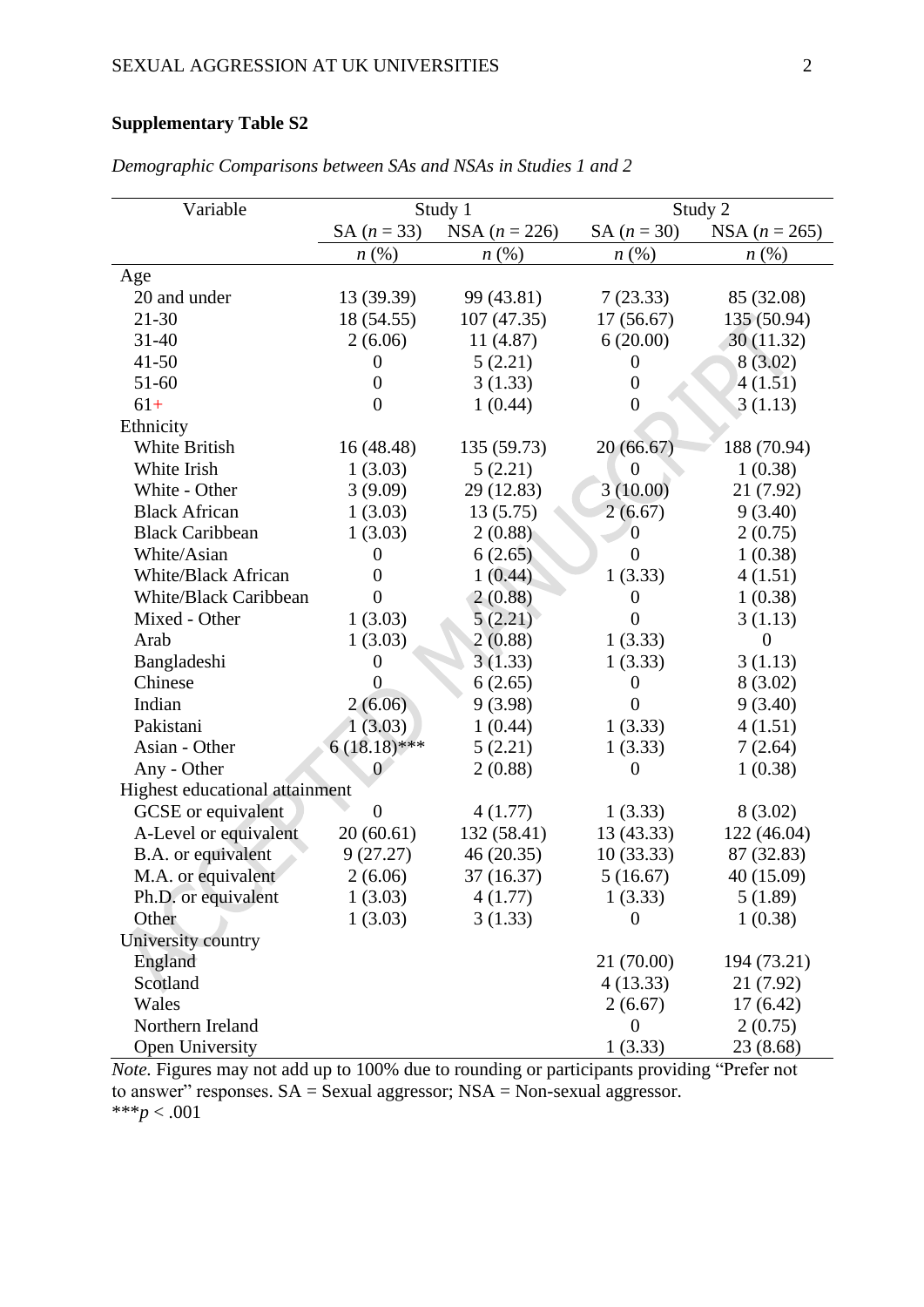**Supplementary Table S2**

*Demographic Comparisons between SAs and NSAs in Studies 1 and 2*

| Variable | Study 1 | | Study 2 | |
|---|---|---|---|---|
| | SA ($n$ = 33) | NSA ($n$ = 226) | SA ($n$ = 30) | NSA ($n$ = 265) |
| | $n$ (%) | $n$ (%) | $n$ (%) | $n$ (%) |
| Age | | | | |
| 20 and under | 13 (39.39) | 99 (43.81) | 7 (23.33) | 85 (32.08) |
| 21-30 | 18 (54.55) | 107 (47.35) | 17 (56.67) | 135 (50.94) |
| 31-40 | 2 (6.06) | 11 (4.87) | 6 (20.00) | 30 (11.32) |
| 41-50 | 0 | 5 (2.21) | 0 | 8 (3.02) |
| 51-60 | 0 | 3 (1.33) | 0 | 4 (1.51) |
| 61+ | 0 | 1 (0.44) | 0 | 3 (1.13) |
| Ethnicity | | | | |
| White British | 16 (48.48) | 135 (59.73) | 20 (66.67) | 188 (70.94) |
| White Irish | 1 (3.03) | 5 (2.21) | 0 | 1 (0.38) |
| White - Other | 3 (9.09) | 29 (12.83) | 3 (10.00) | 21 (7.92) |
| Black African | 1 (3.03) | 13 (5.75) | 2 (6.67) | 9 (3.40) |
| Black Caribbean | 1 (3.03) | 2 (0.88) | 0 | 2 (0.75) |
| White/Asian | 0 | 6 (2.65) | 0 | 1 (0.38) |
| White/Black African | 0 | 1 (0.44) | 1 (3.33) | 4 (1.51) |
| White/Black Caribbean | 0 | 2 (0.88) | 0 | 1 (0.38) |
| Mixed - Other | 1 (3.03) | 5 (2.21) | 0 | 3 (1.13) |
| Arab | 1 (3.03) | 2 (0.88) | 1 (3.33) | 0 |
| Bangladeshi | 0 | 3 (1.33) | 1 (3.33) | 3 (1.13) |
| Chinese | 0 | 6 (2.65) | 0 | 8 (3.02) |
| Indian | 2 (6.06) | 9 (3.98) | 0 | 9 (3.40) |
| Pakistani | 1 (3.03) | 1 (0.44) | 1 (3.33) | 4 (1.51) |
| Asian - Other | 6 (18.18)*** | 5 (2.21) | 1 (3.33) | 7 (2.64) |
| Any - Other | 0 | 2 (0.88) | 0 | 1 (0.38) |
| Highest educational attainment | | | | |
| GCSE or equivalent | 0 | 4 (1.77) | 1 (3.33) | 8 (3.02) |
| A-Level or equivalent | 20 (60.61) | 132 (58.41) | 13 (43.33) | 122 (46.04) |
| B.A. or equivalent | 9 (27.27) | 46 (20.35) | 10 (33.33) | 87 (32.83) |
| M.A. or equivalent | 2 (6.06) | 37 (16.37) | 5 (16.67) | 40 (15.09) |
| Ph.D. or equivalent | 1 (3.03) | 4 (1.77) | 1 (3.33) | 5 (1.89) |
| Other | 1 (3.03) | 3 (1.33) | 0 | 1 (0.38) |
| University country | | | | |
| England | | | 21 (70.00) | 194 (73.21) |
| Scotland | | | 4 (13.33) | 21 (7.92) |
| Wales | | | 2 (6.67) | 17 (6.42) |
| Northern Ireland | | | 0 | 2 (0.75) |
| Open University | | | 1 (3.33) | 23 (8.68) |

*Note.* Figures may not add up to 100% due to rounding or participants providing "Prefer not to answer" responses. SA = Sexual aggressor; NSA = Non-sexual aggressor.
***$p$ < .001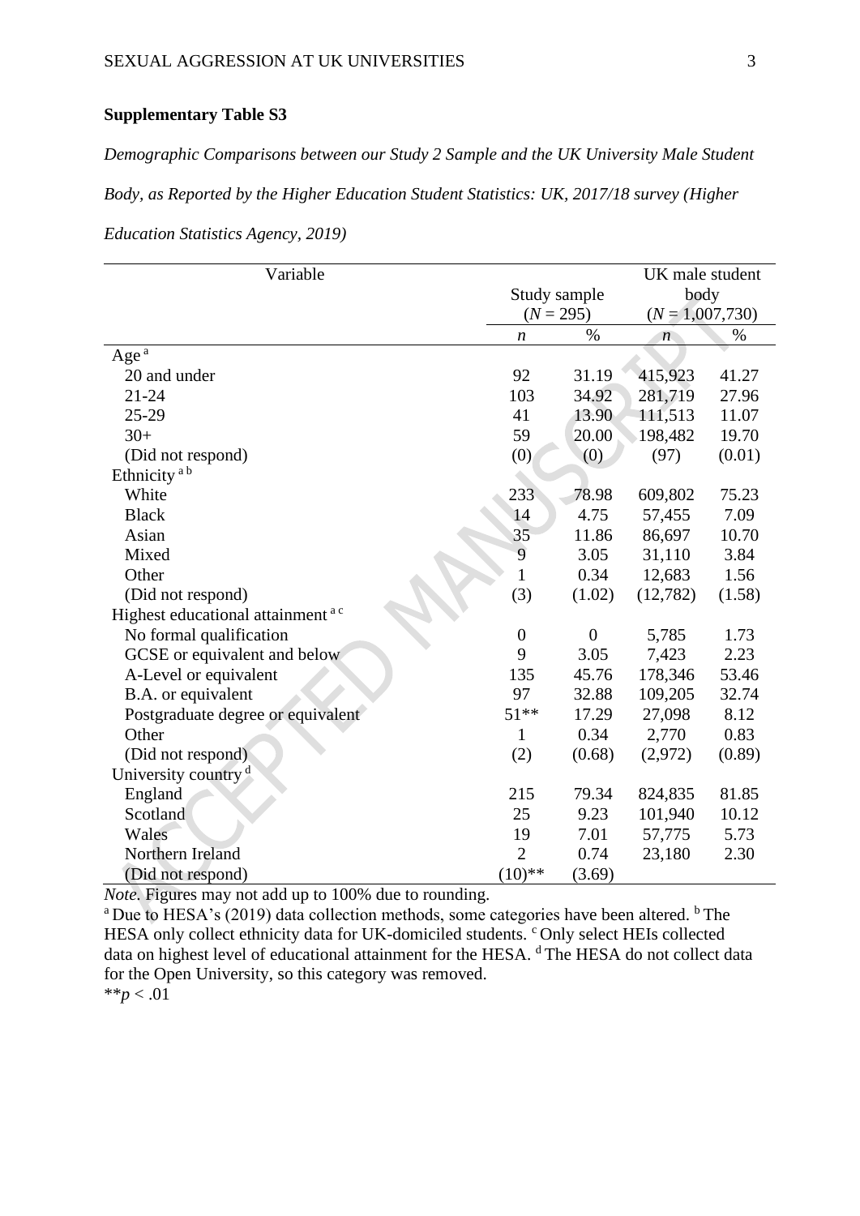**Supplementary Table S3**

*Demographic Comparisons between our Study 2 Sample and the UK University Male Student Body, as Reported by the Higher Education Student Statistics: UK, 2017/18 survey (Higher Education Statistics Agency, 2019)*

| Variable | Study sample ($N$ = 295) | | UK male student body ($N$ = 1,007,730) | |
|---|---|---|---|---|
| | $n$ | % | $n$ | % |
| Age [a] | | | | |
| 20 and under | 92 | 31.19 | 415,923 | 41.27 |
| 21-24 | 103 | 34.92 | 281,719 | 27.96 |
| 25-29 | 41 | 13.90 | 111,513 | 11.07 |
| 30+ | 59 | 20.00 | 198,482 | 19.70 |
| (Did not respond) | (0) | (0) | (97) | (0.01) |
| Ethnicity [a b] | | | | |
| White | 233 | 78.98 | 609,802 | 75.23 |
| Black | 14 | 4.75 | 57,455 | 7.09 |
| Asian | 35 | 11.86 | 86,697 | 10.70 |
| Mixed | 9 | 3.05 | 31,110 | 3.84 |
| Other | 1 | 0.34 | 12,683 | 1.56 |
| (Did not respond) | (3) | (1.02) | (12,782) | (1.58) |
| Highest educational attainment [a c] | | | | |
| No formal qualification | 0 | 0 | 5,785 | 1.73 |
| GCSE or equivalent and below | 9 | 3.05 | 7,423 | 2.23 |
| A-Level or equivalent | 135 | 45.76 | 178,346 | 53.46 |
| B.A. or equivalent | 97 | 32.88 | 109,205 | 32.74 |
| Postgraduate degree or equivalent | 51** | 17.29 | 27,098 | 8.12 |
| Other | 1 | 0.34 | 2,770 | 0.83 |
| (Did not respond) | (2) | (0.68) | (2,972) | (0.89) |
| University country [d] | | | | |
| England | 215 | 79.34 | 824,835 | 81.85 |
| Scotland | 25 | 9.23 | 101,940 | 10.12 |
| Wales | 19 | 7.01 | 57,775 | 5.73 |
| Northern Ireland | 2 | 0.74 | 23,180 | 2.30 |
| (Did not respond) | (10)** | (3.69) | | |

*Note*. Figures may not add up to 100% due to rounding.
[a] Due to HESA's (2019) data collection methods, some categories have been altered. [b] The HESA only collect ethnicity data for UK-domiciled students. [c] Only select HEIs collected data on highest level of educational attainment for the HESA. [d] The HESA do not collect data for the Open University, so this category was removed.
**$p$ < .01